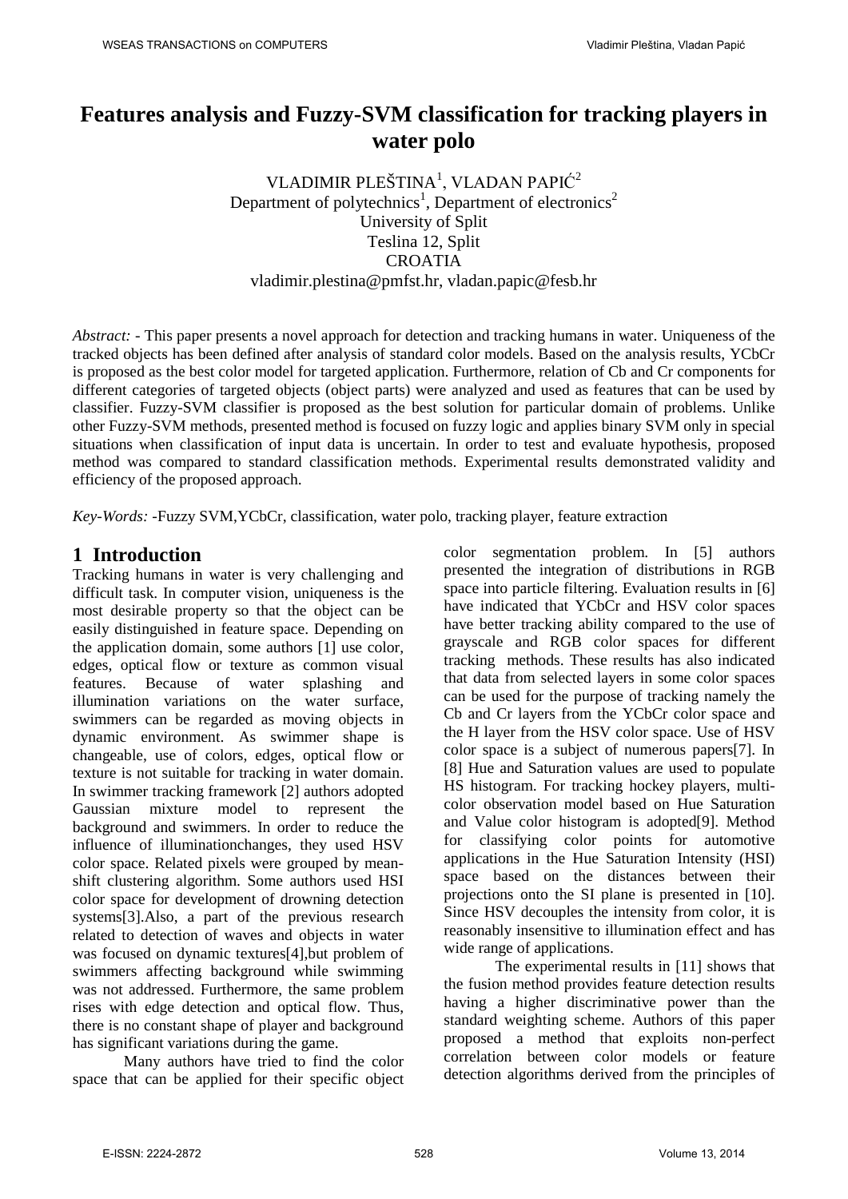# Features analysis and Fuzzy-SVM classification for tracking players in water polo

VLADIMIR PLEŠTINA[1], VLADAN PAPIĆ[2]
Department of polytechnics[1], Department of electronics[2]
University of Split
Teslina 12, Split
CROATIA
vladimir.plestina@pmfst.hr, vladan.papic@fesb.hr

*Abstract:* - This paper presents a novel approach for detection and tracking humans in water. Uniqueness of the tracked objects has been defined after analysis of standard color models. Based on the analysis results, YCbCr is proposed as the best color model for targeted application. Furthermore, relation of Cb and Cr components for different categories of targeted objects (object parts) were analyzed and used as features that can be used by classifier. Fuzzy-SVM classifier is proposed as the best solution for particular domain of problems. Unlike other Fuzzy-SVM methods, presented method is focused on fuzzy logic and applies binary SVM only in special situations when classification of input data is uncertain. In order to test and evaluate hypothesis, proposed method was compared to standard classification methods. Experimental results demonstrated validity and efficiency of the proposed approach.

*Key-Words:* -Fuzzy SVM,YCbCr, classification, water polo, tracking player, feature extraction

## 1 Introduction

Tracking humans in water is very challenging and difficult task. In computer vision, uniqueness is the most desirable property so that the object can be easily distinguished in feature space. Depending on the application domain, some authors [1] use color, edges, optical flow or texture as common visual features. Because of water splashing and illumination variations on the water surface, swimmers can be regarded as moving objects in dynamic environment. As swimmer shape is changeable, use of colors, edges, optical flow or texture is not suitable for tracking in water domain. In swimmer tracking framework [2] authors adopted Gaussian mixture model to represent the background and swimmers. In order to reduce the influence of illuminationchanges, they used HSV color space. Related pixels were grouped by mean-shift clustering algorithm. Some authors used HSI color space for development of drowning detection systems[3].Also, a part of the previous research related to detection of waves and objects in water was focused on dynamic textures[4],but problem of swimmers affecting background while swimming was not addressed. Furthermore, the same problem rises with edge detection and optical flow. Thus, there is no constant shape of player and background has significant variations during the game.

Many authors have tried to find the color space that can be applied for their specific object color segmentation problem. In [5] authors presented the integration of distributions in RGB space into particle filtering. Evaluation results in [6] have indicated that YCbCr and HSV color spaces have better tracking ability compared to the use of grayscale and RGB color spaces for different tracking methods. These results has also indicated that data from selected layers in some color spaces can be used for the purpose of tracking namely the Cb and Cr layers from the YCbCr color space and the H layer from the HSV color space. Use of HSV color space is a subject of numerous papers[7]. In [8] Hue and Saturation values are used to populate HS histogram. For tracking hockey players, multi-color observation model based on Hue Saturation and Value color histogram is adopted[9]. Method for classifying color points for automotive applications in the Hue Saturation Intensity (HSI) space based on the distances between their projections onto the SI plane is presented in [10]. Since HSV decouples the intensity from color, it is reasonably insensitive to illumination effect and has wide range of applications.

The experimental results in [11] shows that the fusion method provides feature detection results having a higher discriminative power than the standard weighting scheme. Authors of this paper proposed a method that exploits non-perfect correlation between color models or feature detection algorithms derived from the principles of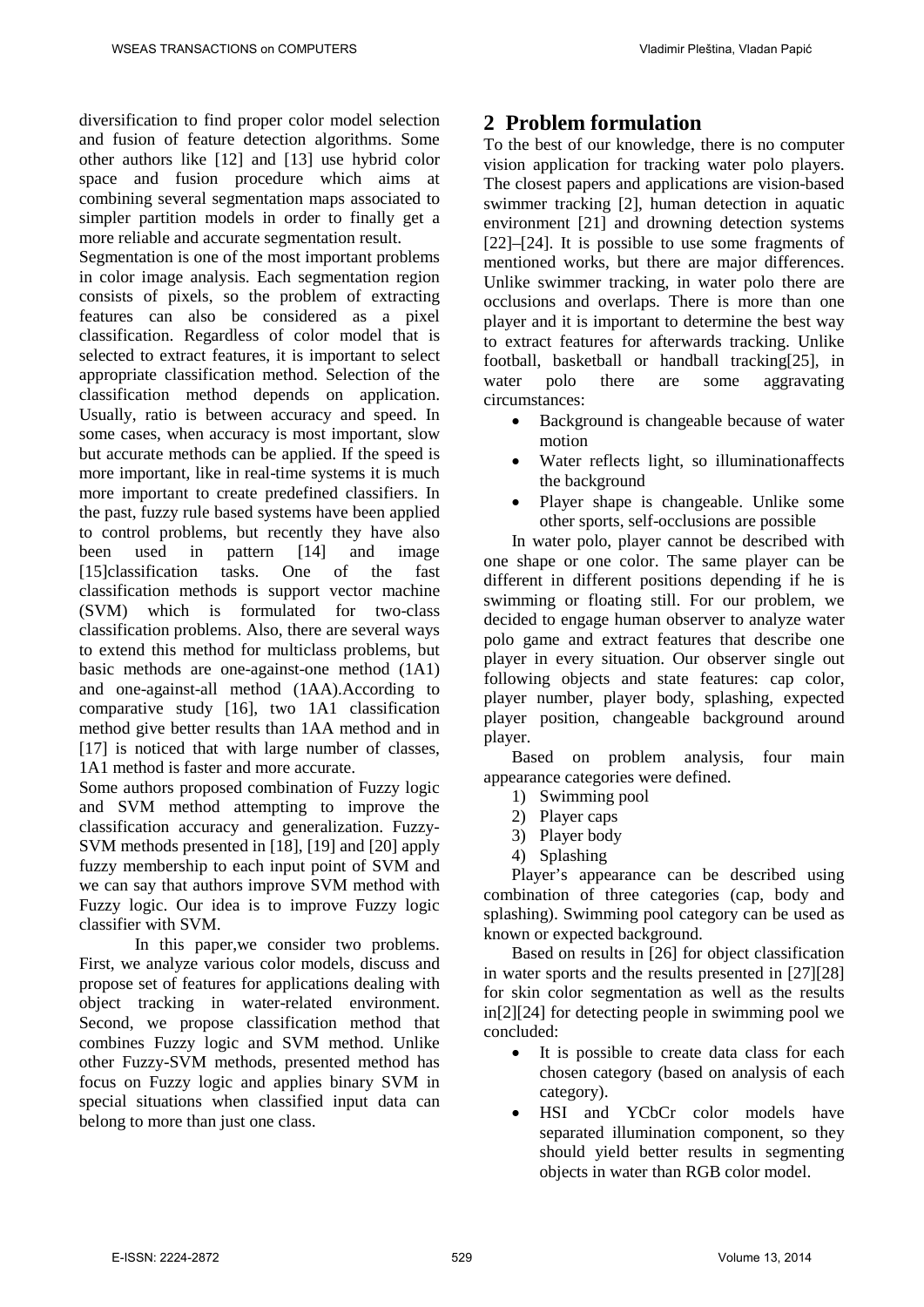diversification to find proper color model selection and fusion of feature detection algorithms. Some other authors like [12] and [13] use hybrid color space and fusion procedure which aims at combining several segmentation maps associated to simpler partition models in order to finally get a more reliable and accurate segmentation result.

Segmentation is one of the most important problems in color image analysis. Each segmentation region consists of pixels, so the problem of extracting features can also be considered as a pixel classification. Regardless of color model that is selected to extract features, it is important to select appropriate classification method. Selection of the classification method depends on application. Usually, ratio is between accuracy and speed. In some cases, when accuracy is most important, slow but accurate methods can be applied. If the speed is more important, like in real-time systems it is much more important to create predefined classifiers. In the past, fuzzy rule based systems have been applied to control problems, but recently they have also been used in pattern [14] and image [15]classification tasks. One of the fast classification methods is support vector machine (SVM) which is formulated for two-class classification problems. Also, there are several ways to extend this method for multiclass problems, but basic methods are one-against-one method (1A1) and one-against-all method (1AA).According to comparative study [16], two 1A1 classification method give better results than 1AA method and in [17] is noticed that with large number of classes, 1A1 method is faster and more accurate.

Some authors proposed combination of Fuzzy logic and SVM method attempting to improve the classification accuracy and generalization. Fuzzy-SVM methods presented in [18], [19] and [20] apply fuzzy membership to each input point of SVM and we can say that authors improve SVM method with Fuzzy logic. Our idea is to improve Fuzzy logic classifier with SVM.

In this paper,we consider two problems. First, we analyze various color models, discuss and propose set of features for applications dealing with object tracking in water-related environment. Second, we propose classification method that combines Fuzzy logic and SVM method. Unlike other Fuzzy-SVM methods, presented method has focus on Fuzzy logic and applies binary SVM in special situations when classified input data can belong to more than just one class.

## 2 Problem formulation

To the best of our knowledge, there is no computer vision application for tracking water polo players. The closest papers and applications are vision-based swimmer tracking [2], human detection in aquatic environment [21] and drowning detection systems [22]–[24]. It is possible to use some fragments of mentioned works, but there are major differences. Unlike swimmer tracking, in water polo there are occlusions and overlaps. There is more than one player and it is important to determine the best way to extract features for afterwards tracking. Unlike football, basketball or handball tracking[25], in water polo there are some aggravating circumstances:

- Background is changeable because of water motion
- Water reflects light, so illuminationaffects the background
- Player shape is changeable. Unlike some other sports, self-occlusions are possible

In water polo, player cannot be described with one shape or one color. The same player can be different in different positions depending if he is swimming or floating still. For our problem, we decided to engage human observer to analyze water polo game and extract features that describe one player in every situation. Our observer single out following objects and state features: cap color, player number, player body, splashing, expected player position, changeable background around player.

Based on problem analysis, four main appearance categories were defined.

1) Swimming pool
2) Player caps
3) Player body
4) Splashing

Player's appearance can be described using combination of three categories (cap, body and splashing). Swimming pool category can be used as known or expected background.

Based on results in [26] for object classification in water sports and the results presented in [27][28] for skin color segmentation as well as the results in[2][24] for detecting people in swimming pool we concluded:

- It is possible to create data class for each chosen category (based on analysis of each category).
- HSI and YCbCr color models have separated illumination component, so they should yield better results in segmenting objects in water than RGB color model.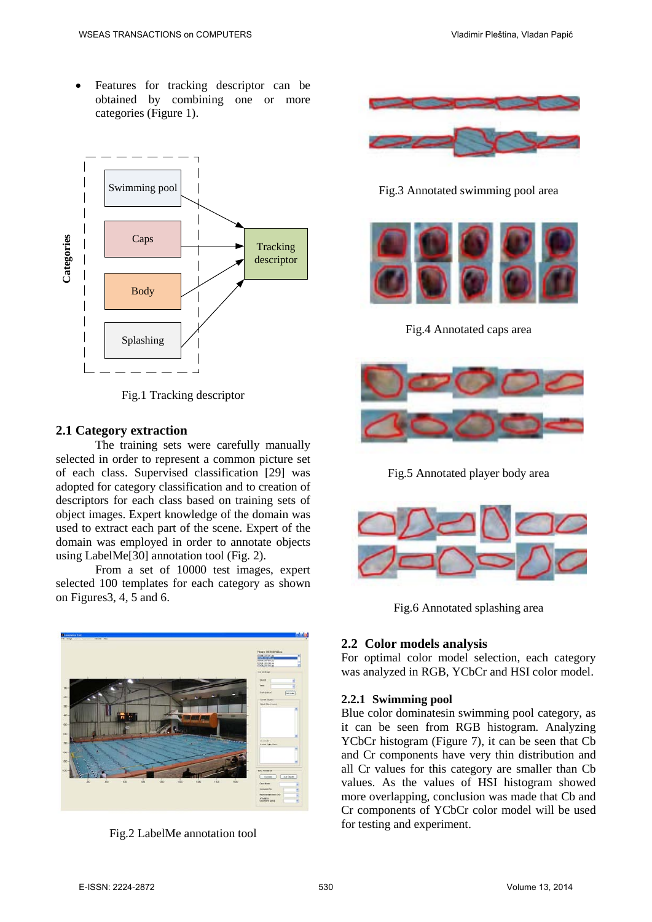- Features for tracking descriptor can be obtained by combining one or more categories (Figure 1).

Fig.1 Tracking descriptor

## 2.1 Category extraction

The training sets were carefully manually selected in order to represent a common picture set of each class. Supervised classification [29] was adopted for category classification and to creation of descriptors for each class based on training sets of object images. Expert knowledge of the domain was used to extract each part of the scene. Expert of the domain was employed in order to annotate objects using LabelMe[30] annotation tool (Fig. 2).

From a set of 10000 test images, expert selected 100 templates for each category as shown on Figures3, 4, 5 and 6.

Fig.2 LabelMe annotation tool

Fig.3 Annotated swimming pool area

Fig.4 Annotated caps area

Fig.5 Annotated player body area

Fig.6 Annotated splashing area

## 2.2 Color models analysis

For optimal color model selection, each category was analyzed in RGB, YCbCr and HSI color model.

### 2.2.1 Swimming pool

Blue color dominatesin swimming pool category, as it can be seen from RGB histogram. Analyzing YCbCr histogram (Figure 7), it can be seen that Cb and Cr components have very thin distribution and all Cr values for this category are smaller than Cb values. As the values of HSI histogram showed more overlapping, conclusion was made that Cb and Cr components of YCbCr color model will be used for testing and experiment.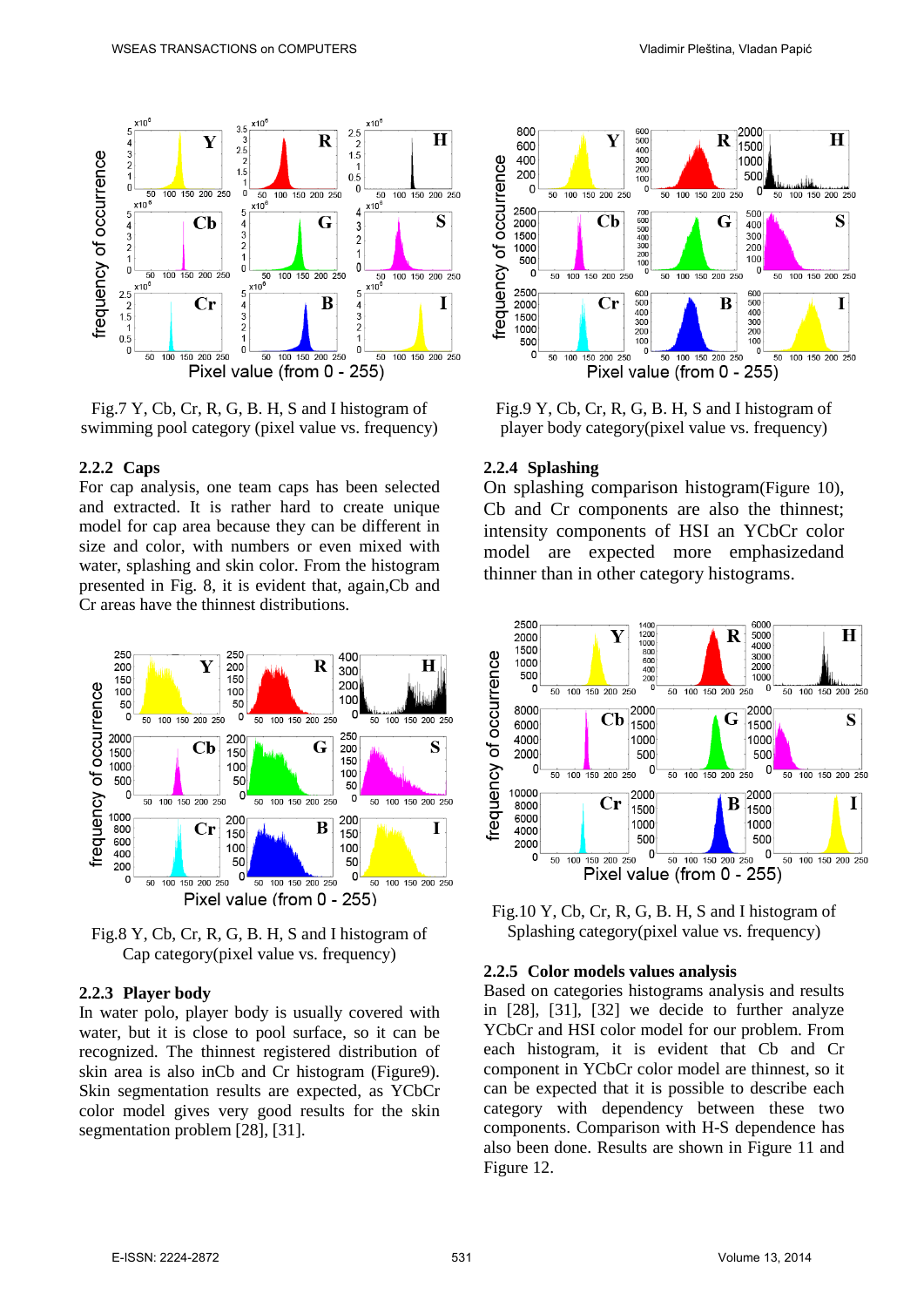Fig.7 Y, Cb, Cr, R, G, B. H, S and I histogram of swimming pool category (pixel value vs. frequency)

### 2.2.2 Caps

For cap analysis, one team caps has been selected and extracted. It is rather hard to create unique model for cap area because they can be different in size and color, with numbers or even mixed with water, splashing and skin color. From the histogram presented in Fig. 8, it is evident that, again,Cb and Cr areas have the thinnest distributions.

Fig.8 Y, Cb, Cr, R, G, B. H, S and I histogram of Cap category(pixel value vs. frequency)

### 2.2.3 Player body

In water polo, player body is usually covered with water, but it is close to pool surface, so it can be recognized. The thinnest registered distribution of skin area is also inCb and Cr histogram (Figure9). Skin segmentation results are expected, as YCbCr color model gives very good results for the skin segmentation problem [28], [31].

Fig.9 Y, Cb, Cr, R, G, B. H, S and I histogram of player body category(pixel value vs. frequency)

### 2.2.4 Splashing

On splashing comparison histogram(Figure 10), Cb and Cr components are also the thinnest; intensity components of HSI an YCbCr color model are expected more emphasizedand thinner than in other category histograms.

Fig.10 Y, Cb, Cr, R, G, B. H, S and I histogram of Splashing category(pixel value vs. frequency)

### 2.2.5 Color models values analysis

Based on categories histograms analysis and results in [28], [31], [32] we decide to further analyze YCbCr and HSI color model for our problem. From each histogram, it is evident that Cb and Cr component in YCbCr color model are thinnest, so it can be expected that it is possible to describe each category with dependency between these two components. Comparison with H-S dependence has also been done. Results are shown in Figure 11 and Figure 12.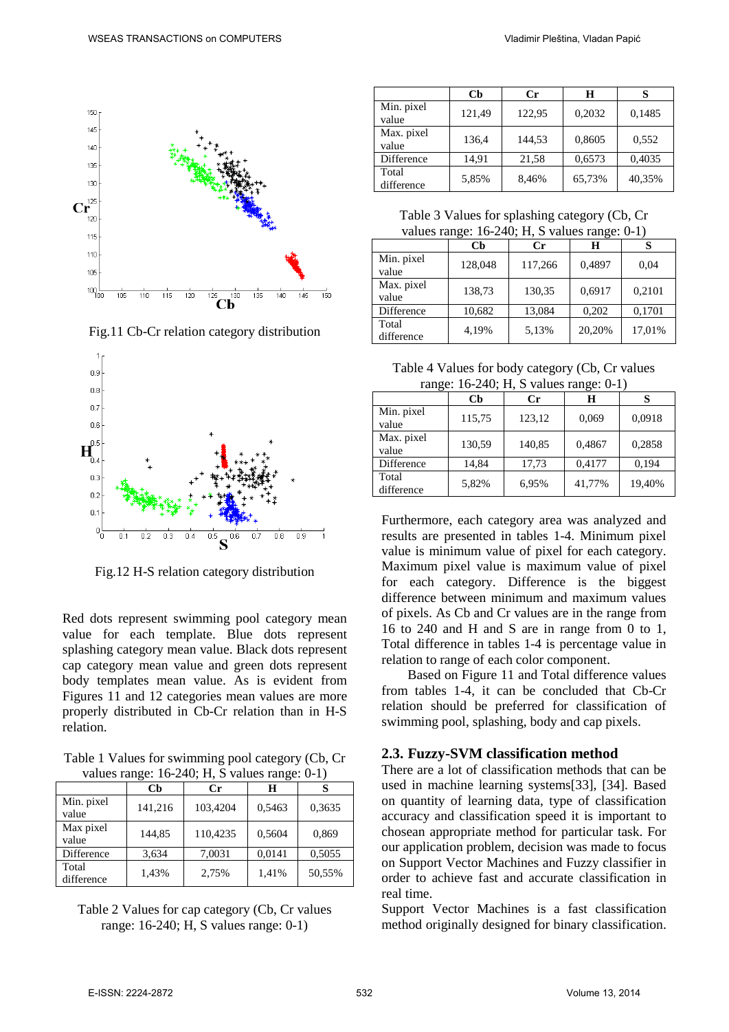Fig.11 Cb-Cr relation category distribution

Fig.12 H-S relation category distribution

Red dots represent swimming pool category mean value for each template. Blue dots represent splashing category mean value. Black dots represent cap category mean value and green dots represent body templates mean value. As is evident from Figures 11 and 12 categories mean values are more properly distributed in Cb-Cr relation than in H-S relation.

Table 1 Values for swimming pool category (Cb, Cr values range: 16-240; H, S values range: 0-1)

| | Cb | Cr | H | S |
|---|---|---|---|---|
| Min. pixel value | 141,216 | 103,4204 | 0,5463 | 0,3635 |
| Max pixel value | 144,85 | 110,4235 | 0,5604 | 0,869 |
| Difference | 3,634 | 7,0031 | 0,0141 | 0,5055 |
| Total difference | 1,43% | 2,75% | 1,41% | 50,55% |

Table 2 Values for cap category (Cb, Cr values range: 16-240; H, S values range: 0-1)

| | Cb | Cr | H | S |
|---|---|---|---|---|
| Min. pixel value | 121,49 | 122,95 | 0,2032 | 0,1485 |
| Max. pixel value | 136,4 | 144,53 | 0,8605 | 0,552 |
| Difference | 14,91 | 21,58 | 0,6573 | 0,4035 |
| Total difference | 5,85% | 8,46% | 65,73% | 40,35% |

Table 3 Values for splashing category (Cb, Cr values range: 16-240; H, S values range: 0-1)

| | Cb | Cr | H | S |
|---|---|---|---|---|
| Min. pixel value | 128,048 | 117,266 | 0,4897 | 0,04 |
| Max. pixel value | 138,73 | 130,35 | 0,6917 | 0,2101 |
| Difference | 10,682 | 13,084 | 0,202 | 0,1701 |
| Total difference | 4,19% | 5,13% | 20,20% | 17,01% |

Table 4 Values for body category (Cb, Cr values range: 16-240; H, S values range: 0-1)

| | Cb | Cr | H | S |
|---|---|---|---|---|
| Min. pixel value | 115,75 | 123,12 | 0,069 | 0,0918 |
| Max. pixel value | 130,59 | 140,85 | 0,4867 | 0,2858 |
| Difference | 14,84 | 17,73 | 0,4177 | 0,194 |
| Total difference | 5,82% | 6,95% | 41,77% | 19,40% |

Furthermore, each category area was analyzed and results are presented in tables 1-4. Minimum pixel value is minimum value of pixel for each category. Maximum pixel value is maximum value of pixel for each category. Difference is the biggest difference between minimum and maximum values of pixels. As Cb and Cr values are in the range from 16 to 240 and H and S are in range from 0 to 1, Total difference in tables 1-4 is percentage value in relation to range of each color component.

Based on Figure 11 and Total difference values from tables 1-4, it can be concluded that Cb-Cr relation should be preferred for classification of swimming pool, splashing, body and cap pixels.

## 2.3. Fuzzy-SVM classification method

There are a lot of classification methods that can be used in machine learning systems[33], [34]. Based on quantity of learning data, type of classification accuracy and classification speed it is important to chosean appropriate method for particular task. For our application problem, decision was made to focus on Support Vector Machines and Fuzzy classifier in order to achieve fast and accurate classification in real time.

Support Vector Machines is a fast classification method originally designed for binary classification.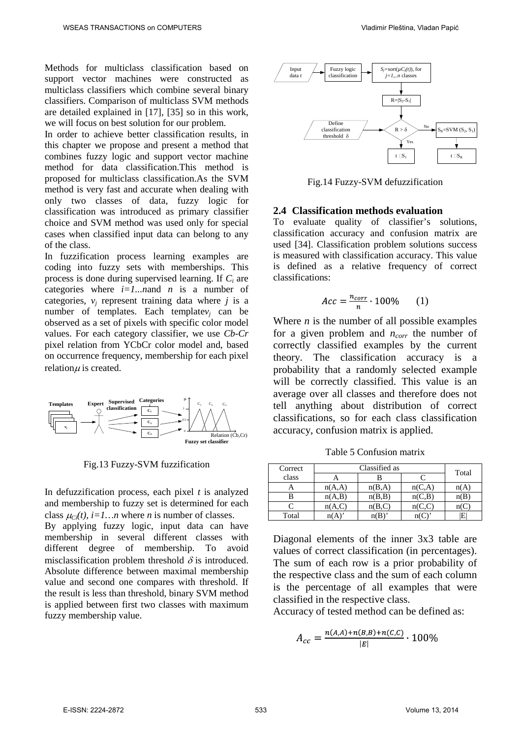Methods for multiclass classification based on support vector machines were constructed as multiclass classifiers which combine several binary classifiers. Comparison of multiclass SVM methods are detailed explained in [17], [35] so in this work, we will focus on best solution for our problem.

In order to achieve better classification results, in this chapter we propose and present a method that combines fuzzy logic and support vector machine method for data classification.This method is proposed for multiclass classification.As the SVM method is very fast and accurate when dealing with only two classes of data, fuzzy logic for classification was introduced as primary classifier choice and SVM method was used only for special cases when classified input data can belong to any of the class.

In fuzzification process learning examples are coding into fuzzy sets with memberships. This process is done during supervised learning. If $C_i$ are categories where $i=1...n$and $n$ is a number of categories, $v_j$ represent training data where $j$ is a number of templates. Each template$v_j$ can be observed as a set of pixels with specific color model values. For each category classifier, we use *Cb-Cr* pixel relation from YCbCr color model and, based on occurrence frequency, membership for each pixel relation$\mu$ is created.

Fig.13 Fuzzy-SVM fuzzification

In defuzzification process, each pixel $t$ is analyzed and membership to fuzzy set is determined for each class $\mu_{Cj}(t)$, $i=1…n$ where $n$ is number of classes.

By applying fuzzy logic, input data can have membership in several different classes with different degree of membership. To avoid misclassification problem threshold $\delta$ is introduced. Absolute difference between maximal membership value and second one compares with threshold. If the result is less than threshold, binary SVM method is applied between first two classes with maximum fuzzy membership value.

Fig.14 Fuzzy-SVM defuzzification

## 2.4 Classification methods evaluation

To evaluate quality of classifier's solutions, classification accuracy and confusion matrix are used [34]. Classification problem solutions success is measured with classification accuracy. This value is defined as a relative frequency of correct classifications:

$$Acc = \frac{n_{corr}}{n} \cdot 100\% \qquad (1)$$

Where $n$ is the number of all possible examples for a given problem and $n_{corr}$ the number of correctly classified examples by the current theory. The classification accuracy is a probability that a randomly selected example will be correctly classified. This value is an average over all classes and therefore does not tell anything about distribution of correct classifications, so for each class classification accuracy, confusion matrix is applied.

Table 5 Confusion matrix

| Correct class | Classified as | | | Total |
|---|---|---|---|---|
| | A | B | C | |
| A | n(A,A) | n(B,A) | n(C,A) | n(A) |
| B | n(A,B) | n(B,B) | n(C,B) | n(B) |
| C | n(A,C) | n(B,C) | n(C,C) | n(C) |
| Total | n(A)' | n(B)' | n(C)' | \|E\| |

Diagonal elements of the inner 3x3 table are values of correct classification (in percentages). The sum of each row is a prior probability of the respective class and the sum of each column is the percentage of all examples that were classified in the respective class.

Accuracy of tested method can be defined as:

$$A_{cc} = \frac{n(A,A)+n(B,B)+n(C,C)}{|E|} \cdot 100\%$$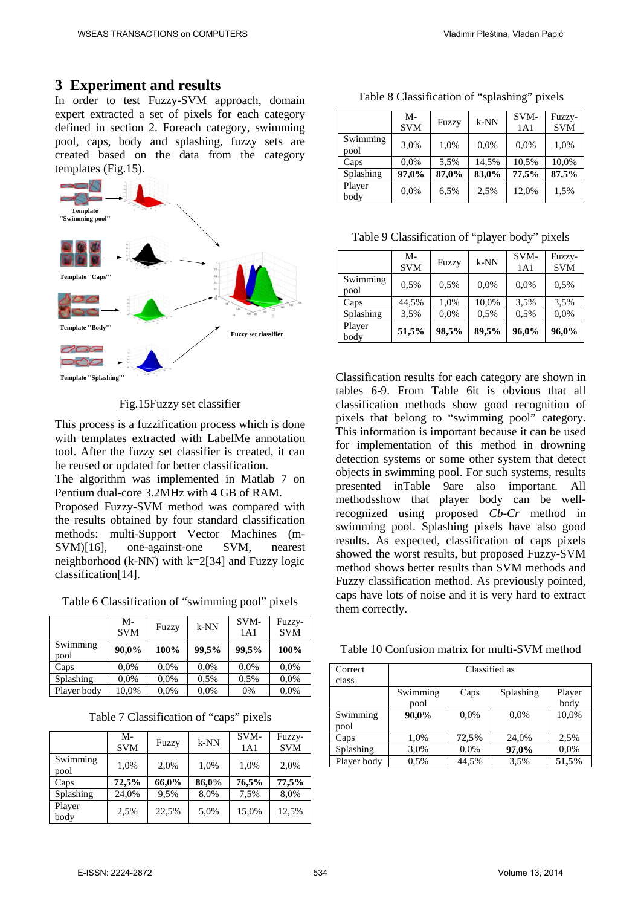## 3 Experiment and results

In order to test Fuzzy-SVM approach, domain expert extracted a set of pixels for each category defined in section 2. Foreach category, swimming pool, caps, body and splashing, fuzzy sets are created based on the data from the category templates (Fig.15).

Fig.15Fuzzy set classifier

This process is a fuzzification process which is done with templates extracted with LabelMe annotation tool. After the fuzzy set classifier is created, it can be reused or updated for better classification.

The algorithm was implemented in Matlab 7 on Pentium dual-core 3.2MHz with 4 GB of RAM.

Proposed Fuzzy-SVM method was compared with the results obtained by four standard classification methods: multi-Support Vector Machines (m-SVM)[16], one-against-one SVM, nearest neighborhood (k-NN) with k=2[34] and Fuzzy logic classification[14].

Table 6 Classification of "swimming pool" pixels

| | M-SVM | Fuzzy | k-NN | SVM-1A1 | Fuzzy-SVM |
|---|---|---|---|---|---|
| Swimming pool | **90,0%** | **100%** | **99,5%** | **99,5%** | **100%** |
| Caps | 0,0% | 0,0% | 0,0% | 0,0% | 0,0% |
| Splashing | 0,0% | 0,0% | 0,5% | 0,5% | 0,0% |
| Player body | 10,0% | 0,0% | 0,0% | 0% | 0,0% |

Table 7 Classification of "caps" pixels

| | M-SVM | Fuzzy | k-NN | SVM-1A1 | Fuzzy-SVM |
|---|---|---|---|---|---|
| Swimming pool | 1,0% | 2,0% | 1,0% | 1,0% | 2,0% |
| Caps | **72,5%** | **66,0%** | **86,0%** | **76,5%** | **77,5%** |
| Splashing | 24,0% | 9,5% | 8,0% | 7,5% | 8,0% |
| Player body | 2,5% | 22,5% | 5,0% | 15,0% | 12,5% |

Table 8 Classification of "splashing" pixels

| | M-SVM | Fuzzy | k-NN | SVM-1A1 | Fuzzy-SVM |
|---|---|---|---|---|---|
| Swimming pool | 3,0% | 1,0% | 0,0% | 0,0% | 1,0% |
| Caps | 0,0% | 5,5% | 14,5% | 10,5% | 10,0% |
| Splashing | **97,0%** | **87,0%** | **83,0%** | **77,5%** | **87,5%** |
| Player body | 0,0% | 6,5% | 2,5% | 12,0% | 1,5% |

Table 9 Classification of "player body" pixels

| | M-SVM | Fuzzy | k-NN | SVM-1A1 | Fuzzy-SVM |
|---|---|---|---|---|---|
| Swimming pool | 0,5% | 0,5% | 0,0% | 0,0% | 0,5% |
| Caps | 44,5% | 1,0% | 10,0% | 3,5% | 3,5% |
| Splashing | 3,5% | 0,0% | 0,5% | 0,5% | 0,0% |
| Player body | **51,5%** | **98,5%** | **89,5%** | **96,0%** | **96,0%** |

Classification results for each category are shown in tables 6-9. From Table 6it is obvious that all classification methods show good recognition of pixels that belong to "swimming pool" category. This information is important because it can be used for implementation of this method in drowning detection systems or some other system that detect objects in swimming pool. For such systems, results presented inTable 9are also important. All methodsshow that player body can be well-recognized using proposed *Cb-Cr* method in swimming pool. Splashing pixels have also good results. As expected, classification of caps pixels showed the worst results, but proposed Fuzzy-SVM method shows better results than SVM methods and Fuzzy classification method. As previously pointed, caps have lots of noise and it is very hard to extract them correctly.

Table 10 Confusion matrix for multi-SVM method

| Correct class | Classified as | | | |
|---|---|---|---|---|
| | Swimming pool | Caps | Splashing | Player body |
| Swimming pool | **90,0%** | 0,0% | 0,0% | 10,0% |
| Caps | 1,0% | **72,5%** | 24,0% | 2,5% |
| Splashing | 3,0% | 0,0% | **97,0%** | 0,0% |
| Player body | 0,5% | 44,5% | 3,5% | **51,5%** |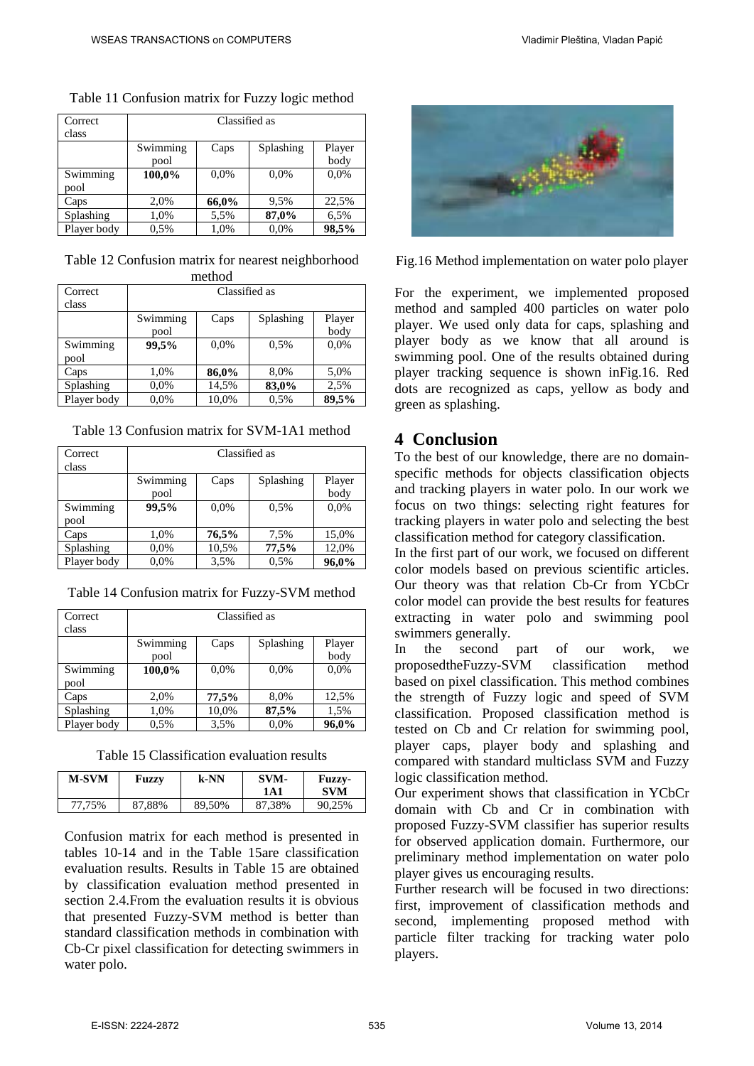Table 11 Confusion matrix for Fuzzy logic method

| Correct class | Classified as | | | |
|---|---|---|---|---|
| | Swimming pool | Caps | Splashing | Player body |
| Swimming pool | **100,0%** | 0,0% | 0,0% | 0,0% |
| Caps | 2,0% | **66,0%** | 9,5% | 22,5% |
| Splashing | 1,0% | 5,5% | **87,0%** | 6,5% |
| Player body | 0,5% | 1,0% | 0,0% | **98,5%** |

Table 12 Confusion matrix for nearest neighborhood method

| Correct class | Classified as | | | |
|---|---|---|---|---|
| | Swimming pool | Caps | Splashing | Player body |
| Swimming pool | **99,5%** | 0,0% | 0,5% | 0,0% |
| Caps | 1,0% | **86,0%** | 8,0% | 5,0% |
| Splashing | 0,0% | 14,5% | **83,0%** | 2,5% |
| Player body | 0,0% | 10,0% | 0,5% | **89,5%** |

Table 13 Confusion matrix for SVM-1A1 method

| Correct class | Classified as | | | |
|---|---|---|---|---|
| | Swimming pool | Caps | Splashing | Player body |
| Swimming pool | **99,5%** | 0,0% | 0,5% | 0,0% |
| Caps | 1,0% | **76,5%** | 7,5% | 15,0% |
| Splashing | 0,0% | 10,5% | **77,5%** | 12,0% |
| Player body | 0,0% | 3,5% | 0,5% | **96,0%** |

Table 14 Confusion matrix for Fuzzy-SVM method

| Correct class | Classified as | | | |
|---|---|---|---|---|
| | Swimming pool | Caps | Splashing | Player body |
| Swimming pool | **100,0%** | 0,0% | 0,0% | 0,0% |
| Caps | 2,0% | **77,5%** | 8,0% | 12,5% |
| Splashing | 1,0% | 10,0% | **87,5%** | 1,5% |
| Player body | 0,5% | 3,5% | 0,0% | **96,0%** |

Table 15 Classification evaluation results

| **M-SVM** | **Fuzzy** | **k-NN** | **SVM-1A1** | **Fuzzy-SVM** |
|---|---|---|---|---|
| 77,75% | 87,88% | 89,50% | 87,38% | 90,25% |

Confusion matrix for each method is presented in tables 10-14 and in the Table 15are classification evaluation results. Results in Table 15 are obtained by classification evaluation method presented in section 2.4.From the evaluation results it is obvious that presented Fuzzy-SVM method is better than standard classification methods in combination with Cb-Cr pixel classification for detecting swimmers in water polo.

Fig.16 Method implementation on water polo player

For the experiment, we implemented proposed method and sampled 400 particles on water polo player. We used only data for caps, splashing and player body as we know that all around is swimming pool. One of the results obtained during player tracking sequence is shown inFig.16. Red dots are recognized as caps, yellow as body and green as splashing.

# 4 Conclusion

To the best of our knowledge, there are no domain-specific methods for objects classification objects and tracking players in water polo. In our work we focus on two things: selecting right features for tracking players in water polo and selecting the best classification method for category classification.

In the first part of our work, we focused on different color models based on previous scientific articles. Our theory was that relation Cb-Cr from YCbCr color model can provide the best results for features extracting in water polo and swimming pool swimmers generally.

In the second part of our work, we proposedtheFuzzy-SVM classification method based on pixel classification. This method combines the strength of Fuzzy logic and speed of SVM classification. Proposed classification method is tested on Cb and Cr relation for swimming pool, player caps, player body and splashing and compared with standard multiclass SVM and Fuzzy logic classification method.

Our experiment shows that classification in YCbCr domain with Cb and Cr in combination with proposed Fuzzy-SVM classifier has superior results for observed application domain. Furthermore, our preliminary method implementation on water polo player gives us encouraging results.

Further research will be focused in two directions: first, improvement of classification methods and second, implementing proposed method with particle filter tracking for tracking water polo players.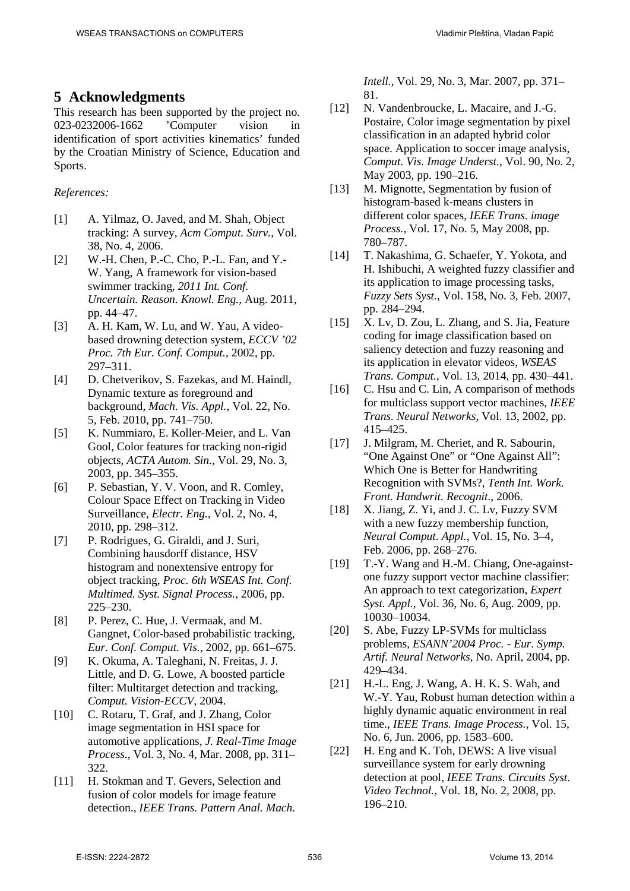## 5 Acknowledgments

This research has been supported by the project no. 023-0232006-1662 'Computer vision in identification of sport activities kinematics' funded by the Croatian Ministry of Science, Education and Sports.

*References:*

[1] A. Yilmaz, O. Javed, and M. Shah, Object tracking: A survey, *Acm Comput. Surv.*, Vol. 38, No. 4, 2006.

[2] W.-H. Chen, P.-C. Cho, P.-L. Fan, and Y.-W. Yang, A framework for vision-based swimmer tracking, *2011 Int. Conf. Uncertain. Reason. Knowl. Eng.*, Aug. 2011, pp. 44–47.

[3] A. H. Kam, W. Lu, and W. Yau, A video-based drowning detection system, *ECCV '02 Proc. 7th Eur. Conf. Comput.*, 2002, pp. 297–311.

[4] D. Chetverikov, S. Fazekas, and M. Haindl, Dynamic texture as foreground and background, *Mach. Vis. Appl.*, Vol. 22, No. 5, Feb. 2010, pp. 741–750.

[5] K. Nummiaro, E. Koller-Meier, and L. Van Gool, Color features for tracking non-rigid objects, *ACTA Autom. Sin.*, Vol. 29, No. 3, 2003, pp. 345–355.

[6] P. Sebastian, Y. V. Voon, and R. Comley, Colour Space Effect on Tracking in Video Surveillance, *Electr. Eng.*, Vol. 2, No. 4, 2010, pp. 298–312.

[7] P. Rodrigues, G. Giraldi, and J. Suri, Combining hausdorff distance, HSV histogram and nonextensive entropy for object tracking, *Proc. 6th WSEAS Int. Conf. Multimed. Syst. Signal Process.*, 2006, pp. 225–230.

[8] P. Perez, C. Hue, J. Vermaak, and M. Gangnet, Color-based probabilistic tracking, *Eur. Conf. Comput. Vis.*, 2002, pp. 661–675.

[9] K. Okuma, A. Taleghani, N. Freitas, J. J. Little, and D. G. Lowe, A boosted particle filter: Multitarget detection and tracking, *Comput. Vision-ECCV*, 2004.

[10] C. Rotaru, T. Graf, and J. Zhang, Color image segmentation in HSI space for automotive applications, *J. Real-Time Image Process.*, Vol. 3, No. 4, Mar. 2008, pp. 311–322.

[11] H. Stokman and T. Gevers, Selection and fusion of color models for image feature detection., *IEEE Trans. Pattern Anal. Mach. Intell.*, Vol. 29, No. 3, Mar. 2007, pp. 371–81.

[12] N. Vandenbroucke, L. Macaire, and J.-G. Postaire, Color image segmentation by pixel classification in an adapted hybrid color space. Application to soccer image analysis, *Comput. Vis. Image Underst.*, Vol. 90, No. 2, May 2003, pp. 190–216.

[13] M. Mignotte, Segmentation by fusion of histogram-based k-means clusters in different color spaces, *IEEE Trans. image Process.*, Vol. 17, No. 5, May 2008, pp. 780–787.

[14] T. Nakashima, G. Schaefer, Y. Yokota, and H. Ishibuchi, A weighted fuzzy classifier and its application to image processing tasks, *Fuzzy Sets Syst.*, Vol. 158, No. 3, Feb. 2007, pp. 284–294.

[15] X. Lv, D. Zou, L. Zhang, and S. Jia, Feature coding for image classification based on saliency detection and fuzzy reasoning and its application in elevator videos, *WSEAS Trans. Comput.*, Vol. 13, 2014, pp. 430–441.

[16] C. Hsu and C. Lin, A comparison of methods for multiclass support vector machines, *IEEE Trans. Neural Networks*, Vol. 13, 2002, pp. 415–425.

[17] J. Milgram, M. Cheriet, and R. Sabourin, "One Against One" or "One Against All": Which One is Better for Handwriting Recognition with SVMs?, *Tenth Int. Work. Front. Handwrit. Recognit.*, 2006.

[18] X. Jiang, Z. Yi, and J. C. Lv, Fuzzy SVM with a new fuzzy membership function, *Neural Comput. Appl.*, Vol. 15, No. 3–4, Feb. 2006, pp. 268–276.

[19] T.-Y. Wang and H.-M. Chiang, One-against-one fuzzy support vector machine classifier: An approach to text categorization, *Expert Syst. Appl.*, Vol. 36, No. 6, Aug. 2009, pp. 10030–10034.

[20] S. Abe, Fuzzy LP-SVMs for multiclass problems, *ESANN'2004 Proc. - Eur. Symp. Artif. Neural Networks*, No. April, 2004, pp. 429–434.

[21] H.-L. Eng, J. Wang, A. H. K. S. Wah, and W.-Y. Yau, Robust human detection within a highly dynamic aquatic environment in real time., *IEEE Trans. Image Process.*, Vol. 15, No. 6, Jun. 2006, pp. 1583–600.

[22] H. Eng and K. Toh, DEWS: A live visual surveillance system for early drowning detection at pool, *IEEE Trans. Circuits Syst. Video Technol.*, Vol. 18, No. 2, 2008, pp. 196–210.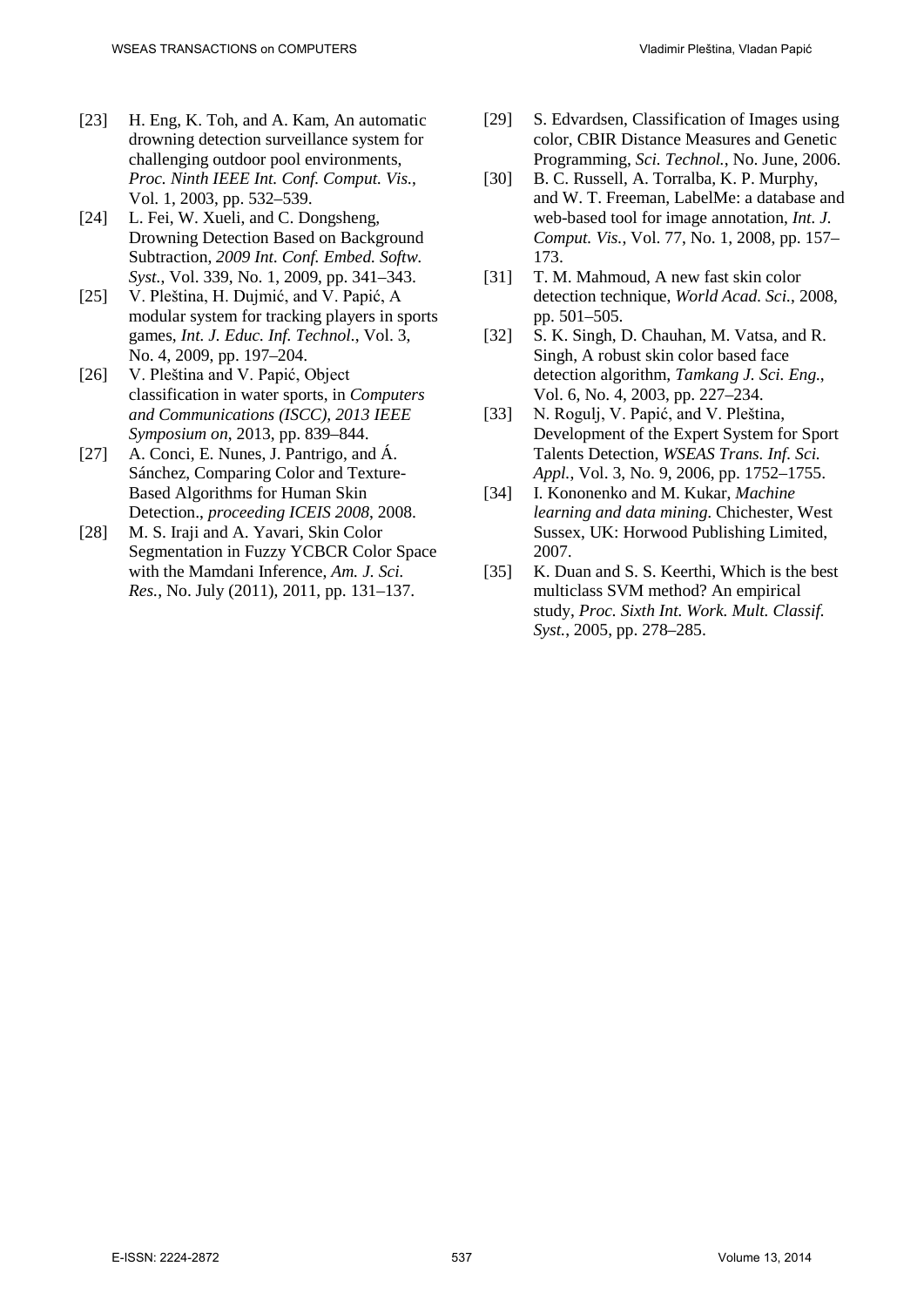[23] H. Eng, K. Toh, and A. Kam, An automatic drowning detection surveillance system for challenging outdoor pool environments, *Proc. Ninth IEEE Int. Conf. Comput. Vis.*, Vol. 1, 2003, pp. 532–539.

[24] L. Fei, W. Xueli, and C. Dongsheng, Drowning Detection Based on Background Subtraction, *2009 Int. Conf. Embed. Softw. Syst.*, Vol. 339, No. 1, 2009, pp. 341–343.

[25] V. Pleština, H. Dujmić, and V. Papić, A modular system for tracking players in sports games, *Int. J. Educ. Inf. Technol.*, Vol. 3, No. 4, 2009, pp. 197–204.

[26] V. Pleština and V. Papić, Object classification in water sports, in *Computers and Communications (ISCC), 2013 IEEE Symposium on*, 2013, pp. 839–844.

[27] A. Conci, E. Nunes, J. Pantrigo, and Á. Sánchez, Comparing Color and Texture-Based Algorithms for Human Skin Detection., *proceeding ICEIS 2008*, 2008.

[28] M. S. Iraji and A. Yavari, Skin Color Segmentation in Fuzzy YCBCR Color Space with the Mamdani Inference, *Am. J. Sci. Res.*, No. July (2011), 2011, pp. 131–137.

[29] S. Edvardsen, Classification of Images using color, CBIR Distance Measures and Genetic Programming, *Sci. Technol.*, No. June, 2006.

[30] B. C. Russell, A. Torralba, K. P. Murphy, and W. T. Freeman, LabelMe: a database and web-based tool for image annotation, *Int. J. Comput. Vis.*, Vol. 77, No. 1, 2008, pp. 157–173.

[31] T. M. Mahmoud, A new fast skin color detection technique, *World Acad. Sci.*, 2008, pp. 501–505.

[32] S. K. Singh, D. Chauhan, M. Vatsa, and R. Singh, A robust skin color based face detection algorithm, *Tamkang J. Sci. Eng.*, Vol. 6, No. 4, 2003, pp. 227–234.

[33] N. Rogulj, V. Papić, and V. Pleština, Development of the Expert System for Sport Talents Detection, *WSEAS Trans. Inf. Sci. Appl.*, Vol. 3, No. 9, 2006, pp. 1752–1755.

[34] I. Kononenko and M. Kukar, *Machine learning and data mining*. Chichester, West Sussex, UK: Horwood Publishing Limited, 2007.

[35] K. Duan and S. S. Keerthi, Which is the best multiclass SVM method? An empirical study, *Proc. Sixth Int. Work. Mult. Classif. Syst.*, 2005, pp. 278–285.